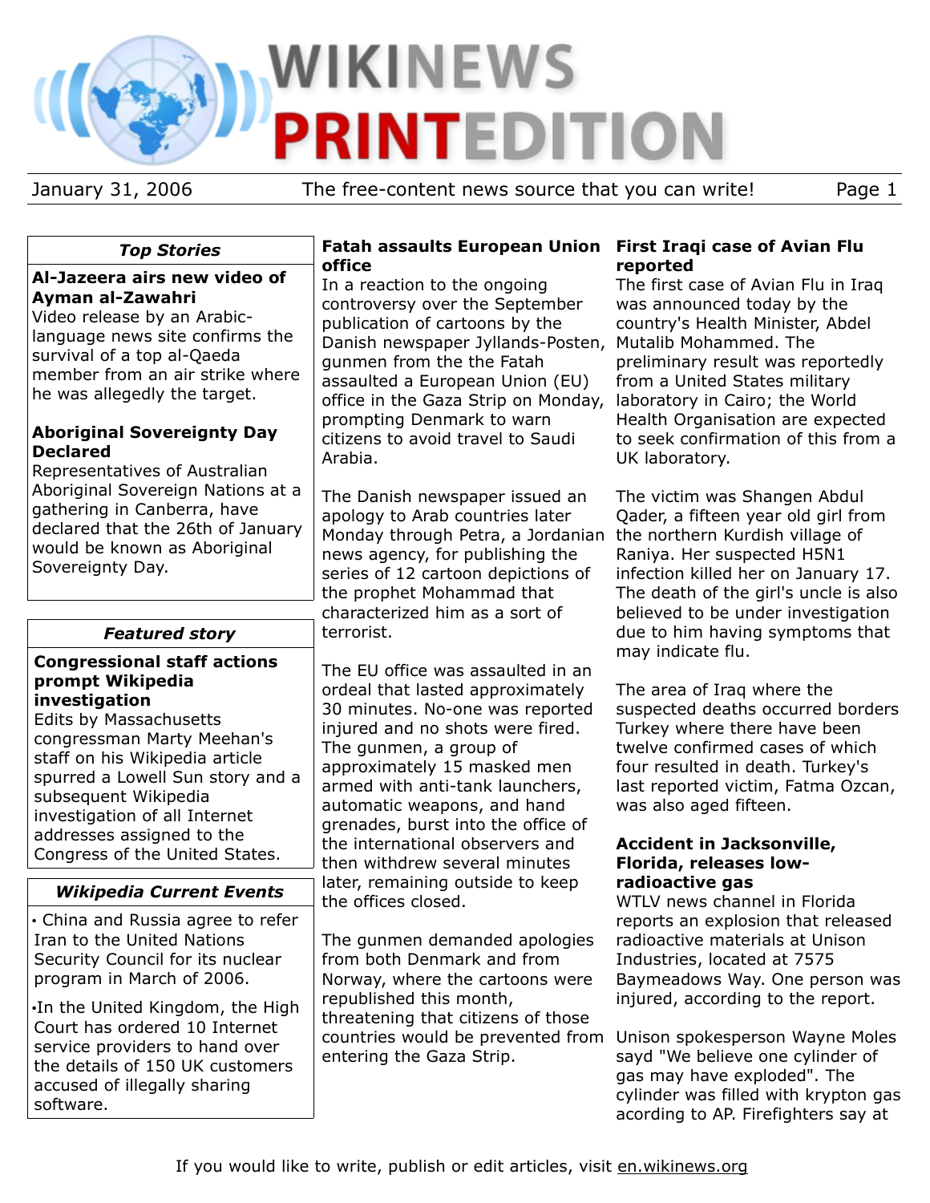# WIKINEWS PRINTEDITION

January 31, 2006 — The free-content news source that you can write!

## *Top Stories*

**Al-Jazeera airs new video of Ayman al-Zawahri**
Video release by an Arabic-language news site confirms the survival of a top al-Qaeda member from an air strike where he was allegedly the target.

**Aboriginal Sovereignty Day Declared**
Representatives of Australian Aboriginal Sovereign Nations at a gathering in Canberra, have declared that the 26th of January would be known as Aboriginal Sovereignty Day.

## *Featured story*

**Congressional staff actions prompt Wikipedia investigation**
Edits by Massachusetts congressman Marty Meehan's staff on his Wikipedia article spurred a Lowell Sun story and a subsequent Wikipedia investigation of all Internet addresses assigned to the Congress of the United States.

## *Wikipedia Current Events*

- China and Russia agree to refer Iran to the United Nations Security Council for its nuclear program in March of 2006.
- In the United Kingdom, the High Court has ordered 10 Internet service providers to hand over the details of 150 UK customers accused of illegally sharing software.

## Fatah assaults European Union office

In a reaction to the ongoing controversy over the September publication of cartoons by the Danish newspaper Jyllands-Posten, gunmen from the the Fatah assaulted a European Union (EU) office in the Gaza Strip on Monday, prompting Denmark to warn citizens to avoid travel to Saudi Arabia.

The Danish newspaper issued an apology to Arab countries later Monday through Petra, a Jordanian news agency, for publishing the series of 12 cartoon depictions of the prophet Mohammad that characterized him as a sort of terrorist.

The EU office was assaulted in an ordeal that lasted approximately 30 minutes. No-one was reported injured and no shots were fired. The gunmen, a group of approximately 15 masked men armed with anti-tank launchers, automatic weapons, and hand grenades, burst into the office of the international observers and then withdrew several minutes later, remaining outside to keep the offices closed.

The gunmen demanded apologies from both Denmark and from Norway, where the cartoons were republished this month, threatening that citizens of those countries would be prevented from entering the Gaza Strip.

## First Iraqi case of Avian Flu reported

The first case of Avian Flu in Iraq was announced today by the country's Health Minister, Abdel Mutalib Mohammed. The preliminary result was reportedly from a United States military laboratory in Cairo; the World Health Organisation are expected to seek confirmation of this from a UK laboratory.

The victim was Shangen Abdul Qader, a fifteen year old girl from the northern Kurdish village of Raniya. Her suspected H5N1 infection killed her on January 17. The death of the girl's uncle is also believed to be under investigation due to him having symptoms that may indicate flu.

The area of Iraq where the suspected deaths occurred borders Turkey where there have been twelve confirmed cases of which four resulted in death. Turkey's last reported victim, Fatma Ozcan, was also aged fifteen.

## Accident in Jacksonville, Florida, releases low-radioactive gas

WTLV news channel in Florida reports an explosion that released radioactive materials at Unison Industries, located at 7575 Baymeadows Way. One person was injured, according to the report.

Unison spokesperson Wayne Moles sayd "We believe one cylinder of gas may have exploded". The cylinder was filled with krypton gas acording to AP. Firefighters say at

If you would like to write, publish or edit articles, visit en.wikinews.org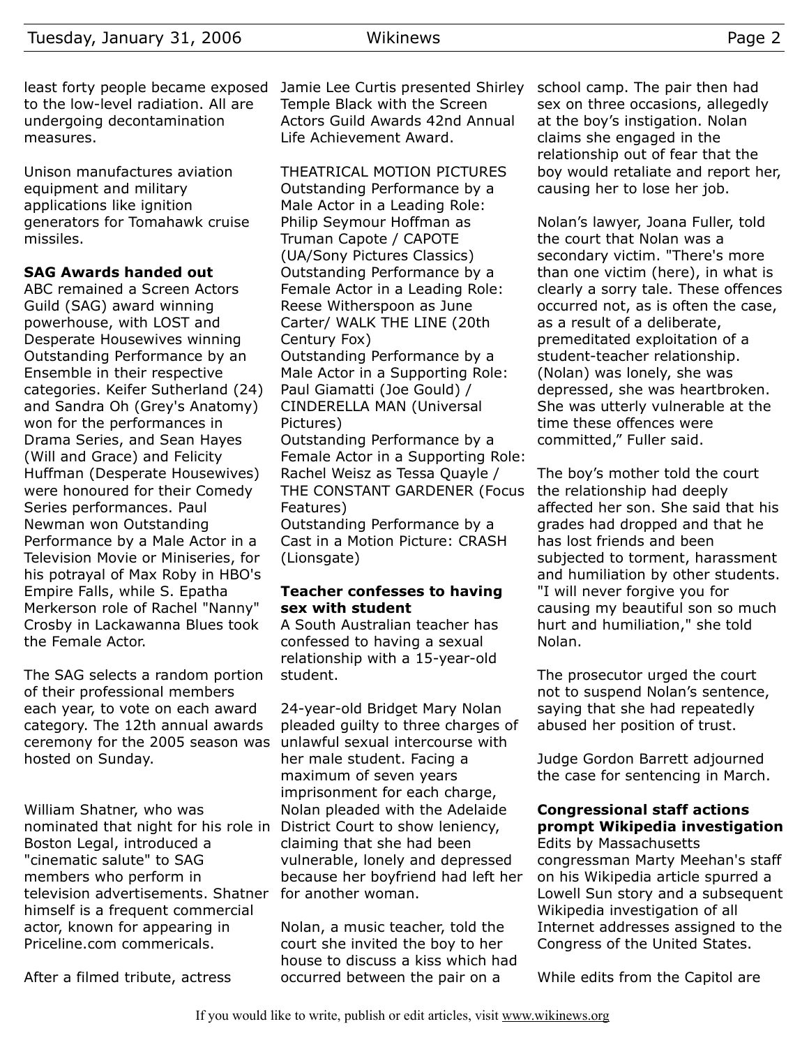least forty people became exposed to the low-level radiation. All are undergoing decontamination measures.

Unison manufactures aviation equipment and military applications like ignition generators for Tomahawk cruise missiles.

**SAG Awards handed out**

ABC remained a Screen Actors Guild (SAG) award winning powerhouse, with LOST and Desperate Housewives winning Outstanding Performance by an Ensemble in their respective categories. Keifer Sutherland (24) and Sandra Oh (Grey's Anatomy) won for the performances in Drama Series, and Sean Hayes (Will and Grace) and Felicity Huffman (Desperate Housewives) were honoured for their Comedy Series performances. Paul Newman won Outstanding Performance by a Male Actor in a Television Movie or Miniseries, for his potrayal of Max Roby in HBO's Empire Falls, while S. Epatha Merkerson role of Rachel "Nanny" Crosby in Lackawanna Blues took the Female Actor.

The SAG selects a random portion of their professional members each year, to vote on each award category. The 12th annual awards ceremony for the 2005 season was hosted on Sunday.

William Shatner, who was nominated that night for his role in Boston Legal, introduced a "cinematic salute" to SAG members who perform in television advertisements. Shatner himself is a frequent commercial actor, known for appearing in Priceline.com commericals.

After a filmed tribute, actress Jamie Lee Curtis presented Shirley Temple Black with the Screen Actors Guild Awards 42nd Annual Life Achievement Award.

THEATRICAL MOTION PICTURES
Outstanding Performance by a Male Actor in a Leading Role: Philip Seymour Hoffman as Truman Capote / CAPOTE (UA/Sony Pictures Classics)
Outstanding Performance by a Female Actor in a Leading Role: Reese Witherspoon as June Carter/ WALK THE LINE (20th Century Fox)
Outstanding Performance by a Male Actor in a Supporting Role: Paul Giamatti (Joe Gould) / CINDERELLA MAN (Universal Pictures)
Outstanding Performance by a Female Actor in a Supporting Role: Rachel Weisz as Tessa Quayle / THE CONSTANT GARDENER (Focus Features)
Outstanding Performance by a Cast in a Motion Picture: CRASH (Lionsgate)

**Teacher confesses to having sex with student**

A South Australian teacher has confessed to having a sexual relationship with a 15-year-old student.

24-year-old Bridget Mary Nolan pleaded guilty to three charges of unlawful sexual intercourse with her male student. Facing a maximum of seven years imprisonment for each charge, Nolan pleaded with the Adelaide District Court to show leniency, claiming that she had been vulnerable, lonely and depressed because her boyfriend had left her for another woman.

Nolan, a music teacher, told the court she invited the boy to her house to discuss a kiss which had occurred between the pair on a school camp. The pair then had sex on three occasions, allegedly at the boy’s instigation. Nolan claims she engaged in the relationship out of fear that the boy would retaliate and report her, causing her to lose her job.

Nolan’s lawyer, Joana Fuller, told the court that Nolan was a secondary victim. "There's more than one victim (here), in what is clearly a sorry tale. These offences occurred not, as is often the case, as a result of a deliberate, premeditated exploitation of a student-teacher relationship. (Nolan) was lonely, she was depressed, she was heartbroken. She was utterly vulnerable at the time these offences were committed,” Fuller said.

The boy’s mother told the court the relationship had deeply affected her son. She said that his grades had dropped and that he has lost friends and been subjected to torment, harassment and humiliation by other students. "I will never forgive you for causing my beautiful son so much hurt and humiliation," she told Nolan.

The prosecutor urged the court not to suspend Nolan’s sentence, saying that she had repeatedly abused her position of trust.

Judge Gordon Barrett adjourned the case for sentencing in March.

**Congressional staff actions prompt Wikipedia investigation**

Edits by Massachusetts congressman Marty Meehan's staff on his Wikipedia article spurred a Lowell Sun story and a subsequent Wikipedia investigation of all Internet addresses assigned to the Congress of the United States.

While edits from the Capitol are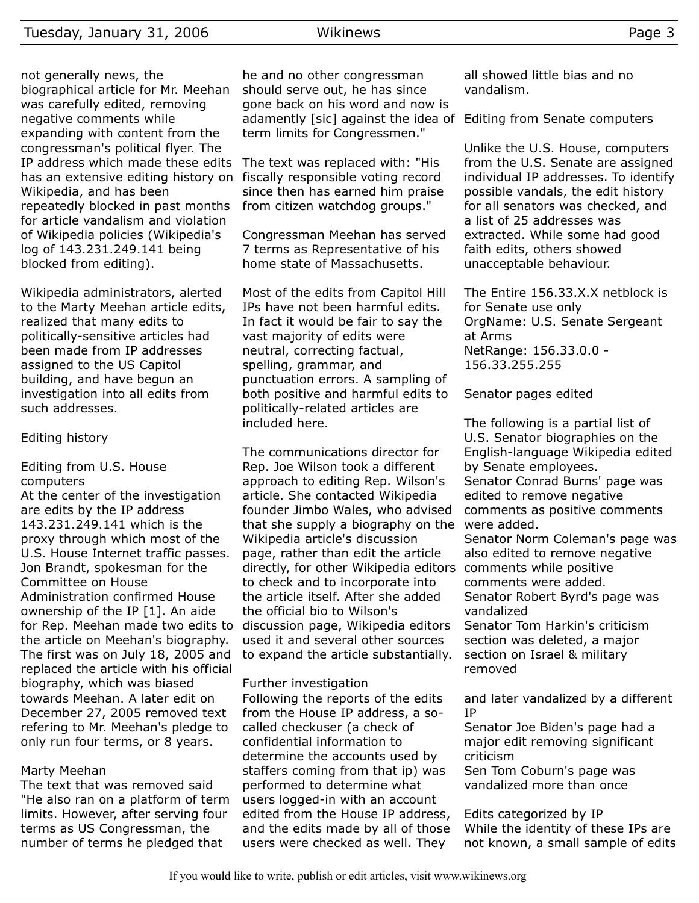not generally news, the biographical article for Mr. Meehan was carefully edited, removing negative comments while expanding with content from the congressman's political flyer. The IP address which made these edits has an extensive editing history on Wikipedia, and has been repeatedly blocked in past months for article vandalism and violation of Wikipedia policies (Wikipedia's log of 143.231.249.141 being blocked from editing).

Wikipedia administrators, alerted to the Marty Meehan article edits, realized that many edits to politically-sensitive articles had been made from IP addresses assigned to the US Capitol building, and have begun an investigation into all edits from such addresses.

## Editing history

### Editing from U.S. House computers

At the center of the investigation are edits by the IP address 143.231.249.141 which is the proxy through which most of the U.S. House Internet traffic passes. Jon Brandt, spokesman for the Committee on House Administration confirmed House ownership of the IP [1]. An aide for Rep. Meehan made two edits to the article on Meehan's biography. The first was on July 18, 2005 and replaced the article with his official biography, which was biased towards Meehan. A later edit on December 27, 2005 removed text refering to Mr. Meehan's pledge to only run four terms, or 8 years.

### Marty Meehan

The text that was removed said "He also ran on a platform of term limits. However, after serving four terms as US Congressman, the number of terms he pledged that he and no other congressman should serve out, he has since gone back on his word and now is adamently [sic] against the idea of term limits for Congressmen."

The text was replaced with: "His fiscally responsible voting record since then has earned him praise from citizen watchdog groups."

Congressman Meehan has served 7 terms as Representative of his home state of Massachusetts.

Most of the edits from Capitol Hill IPs have not been harmful edits. In fact it would be fair to say the vast majority of edits were neutral, correcting factual, spelling, grammar, and punctuation errors. A sampling of both positive and harmful edits to politically-related articles are included here.

The communications director for Rep. Joe Wilson took a different approach to editing Rep. Wilson's article. She contacted Wikipedia founder Jimbo Wales, who advised that she supply a biography on the Wikipedia article's discussion page, rather than edit the article directly, for other Wikipedia editors to check and to incorporate into the article itself. After she added the official bio to Wilson's discussion page, Wikipedia editors used it and several other sources to expand the article substantially.

### Further investigation

Following the reports of the edits from the House IP address, a so-called checkuser (a check of confidential information to determine the accounts used by staffers coming from that ip) was performed to determine what users logged-in with an account edited from the House IP address, and the edits made by all of those users were checked as well. They all showed little bias and no vandalism.

### Editing from Senate computers

Unlike the U.S. House, computers from the U.S. Senate are assigned individual IP addresses. To identify possible vandals, the edit history for all senators was checked, and a list of 25 addresses was extracted. While some had good faith edits, others showed unacceptable behaviour.

The Entire 156.33.X.X netblock is for Senate use only
OrgName: U.S. Senate Sergeant at Arms
NetRange: 156.33.0.0 - 156.33.255.255

### Senator pages edited

The following is a partial list of U.S. Senator biographies on the English-language Wikipedia edited by Senate employees.

- Senator Conrad Burns' page was edited to remove negative comments as positive comments were added.
- Senator Norm Coleman's page was also edited to remove negative comments while positive comments were added.
- Senator Robert Byrd's page was vandalized
- Senator Tom Harkin's criticism section was deleted, a major section on Israel & military removed

and later vandalized by a different IP

- Senator Joe Biden's page had a major edit removing significant criticism
- Sen Tom Coburn's page was vandalized more than once

### Edits categorized by IP

While the identity of these IPs are not known, a small sample of edits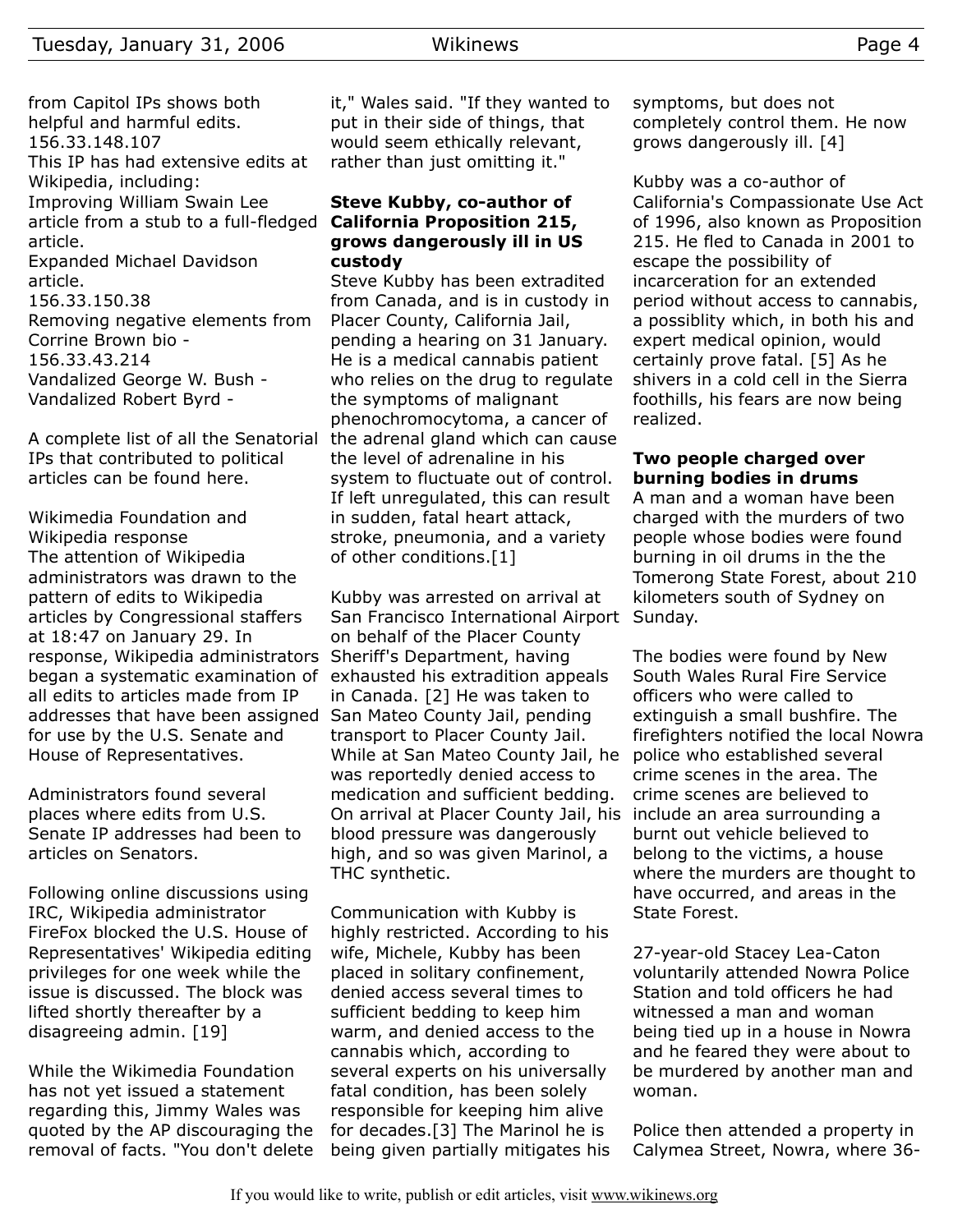from Capitol IPs shows both helpful and harmful edits.

156.33.148.107

This IP has had extensive edits at Wikipedia, including:

Improving William Swain Lee article from a stub to a full-fledged article.

Expanded Michael Davidson article.

156.33.150.38

Removing negative elements from Corrine Brown bio -

156.33.43.214

Vandalized George W. Bush -

Vandalized Robert Byrd -

A complete list of all the Senatorial IPs that contributed to political articles can be found here.

Wikimedia Foundation and Wikipedia response

The attention of Wikipedia administrators was drawn to the pattern of edits to Wikipedia articles by Congressional staffers at 18:47 on January 29. In response, Wikipedia administrators began a systematic examination of all edits to articles made from IP addresses that have been assigned for use by the U.S. Senate and House of Representatives.

Administrators found several places where edits from U.S. Senate IP addresses had been to articles on Senators.

Following online discussions using IRC, Wikipedia administrator FireFox blocked the U.S. House of Representatives' Wikipedia editing privileges for one week while the issue is discussed. The block was lifted shortly thereafter by a disagreeing admin. [19]

While the Wikimedia Foundation has not yet issued a statement regarding this, Jimmy Wales was quoted by the AP discouraging the removal of facts. "You don't delete it," Wales said. "If they wanted to put in their side of things, that would seem ethically relevant, rather than just omitting it."

### Steve Kubby, co-author of California Proposition 215, grows dangerously ill in US custody

Steve Kubby has been extradited from Canada, and is in custody in Placer County, California Jail, pending a hearing on 31 January. He is a medical cannabis patient who relies on the drug to regulate the symptoms of malignant phenochromocytoma, a cancer of the adrenal gland which can cause the level of adrenaline in his system to fluctuate out of control. If left unregulated, this can result in sudden, fatal heart attack, stroke, pneumonia, and a variety of other conditions.[1]

Kubby was arrested on arrival at San Francisco International Airport on behalf of the Placer County Sheriff's Department, having exhausted his extradition appeals in Canada. [2] He was taken to San Mateo County Jail, pending transport to Placer County Jail. While at San Mateo County Jail, he was reportedly denied access to medication and sufficient bedding. On arrival at Placer County Jail, his blood pressure was dangerously high, and so was given Marinol, a THC synthetic.

Communication with Kubby is highly restricted. According to his wife, Michele, Kubby has been placed in solitary confinement, denied access several times to sufficient bedding to keep him warm, and denied access to the cannabis which, according to several experts on his universally fatal condition, has been solely responsible for keeping him alive for decades.[3] The Marinol he is being given partially mitigates his symptoms, but does not completely control them. He now grows dangerously ill. [4]

Kubby was a co-author of California's Compassionate Use Act of 1996, also known as Proposition 215. He fled to Canada in 2001 to escape the possibility of incarceration for an extended period without access to cannabis, a possiblity which, in both his and expert medical opinion, would certainly prove fatal. [5] As he shivers in a cold cell in the Sierra foothills, his fears are now being realized.

### Two people charged over burning bodies in drums

A man and a woman have been charged with the murders of two people whose bodies were found burning in oil drums in the the Tomerong State Forest, about 210 kilometers south of Sydney on Sunday.

The bodies were found by New South Wales Rural Fire Service officers who were called to extinguish a small bushfire. The firefighters notified the local Nowra police who established several crime scenes in the area. The crime scenes are believed to include an area surrounding a burnt out vehicle believed to belong to the victims, a house where the murders are thought to have occurred, and areas in the State Forest.

27-year-old Stacey Lea-Caton voluntarily attended Nowra Police Station and told officers he had witnessed a man and woman being tied up in a house in Nowra and he feared they were about to be murdered by another man and woman.

Police then attended a property in Calymea Street, Nowra, where 36-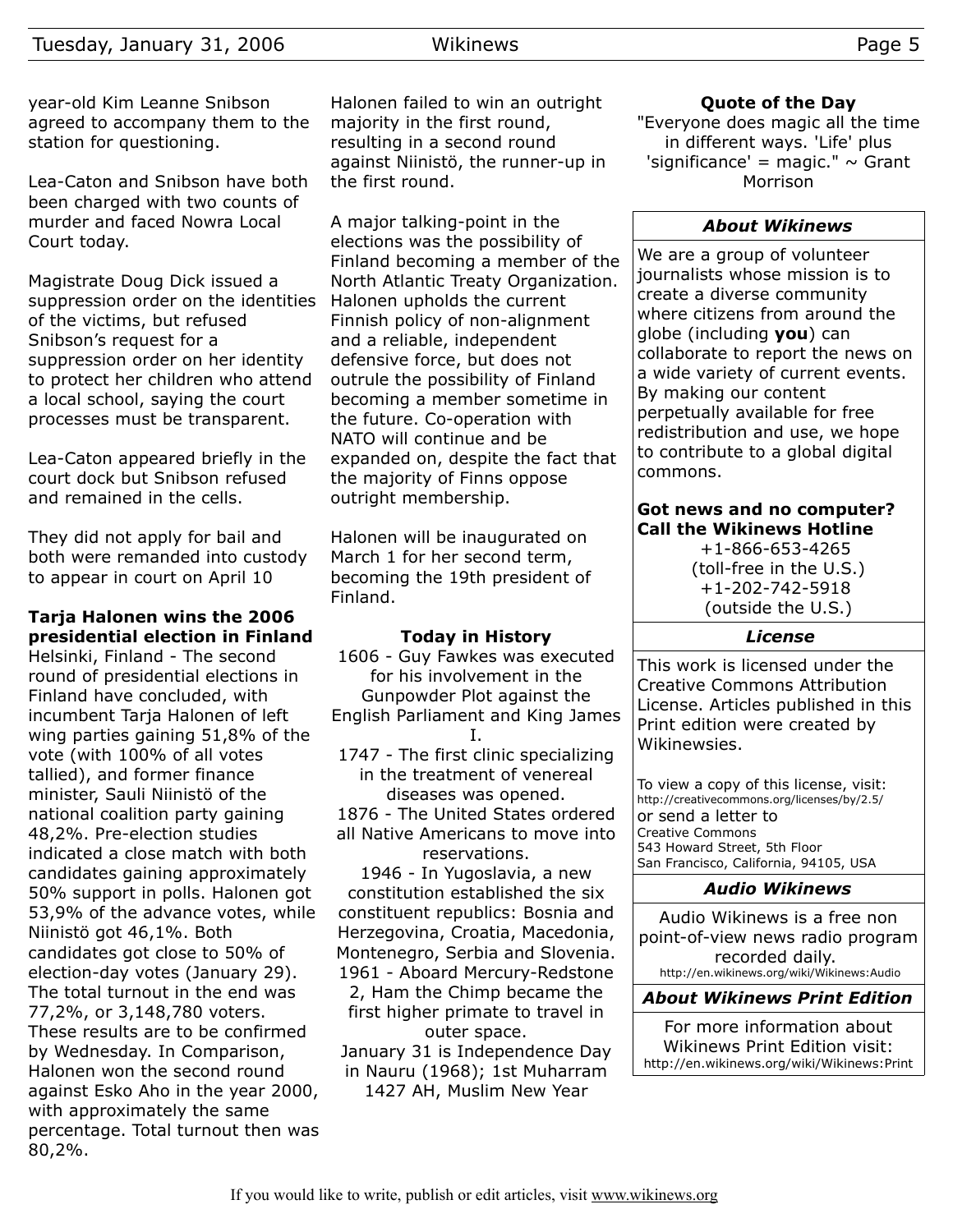year-old Kim Leanne Snibson agreed to accompany them to the station for questioning.

Lea-Caton and Snibson have both been charged with two counts of murder and faced Nowra Local Court today.

Magistrate Doug Dick issued a suppression order on the identities of the victims, but refused Snibson's request for a suppression order on her identity to protect her children who attend a local school, saying the court processes must be transparent.

Lea-Caton appeared briefly in the court dock but Snibson refused and remained in the cells.

They did not apply for bail and both were remanded into custody to appear in court on April 10

**Tarja Halonen wins the 2006 presidential election in Finland**

Helsinki, Finland - The second round of presidential elections in Finland have concluded, with incumbent Tarja Halonen of left wing parties gaining 51,8% of the vote (with 100% of all votes tallied), and former finance minister, Sauli Niinistö of the national coalition party gaining 48,2%. Pre-election studies indicated a close match with both candidates gaining approximately 50% support in polls. Halonen got 53,9% of the advance votes, while Niinistö got 46,1%. Both candidates got close to 50% of election-day votes (January 29). The total turnout in the end was 77,2%, or 3,148,780 voters. These results are to be confirmed by Wednesday. In Comparison, Halonen won the second round against Esko Aho in the year 2000, with approximately the same percentage. Total turnout then was 80,2%.

Halonen failed to win an outright majority in the first round, resulting in a second round against Niinistö, the runner-up in the first round.

A major talking-point in the elections was the possibility of Finland becoming a member of the North Atlantic Treaty Organization. Halonen upholds the current Finnish policy of non-alignment and a reliable, independent defensive force, but does not outrule the possibility of Finland becoming a member sometime in the future. Co-operation with NATO will continue and be expanded on, despite the fact that the majority of Finns oppose outright membership.

Halonen will be inaugurated on March 1 for her second term, becoming the 19th president of Finland.

**Today in History**

1606 - Guy Fawkes was executed for his involvement in the Gunpowder Plot against the English Parliament and King James I.
1747 - The first clinic specializing in the treatment of venereal diseases was opened.
1876 - The United States ordered all Native Americans to move into reservations.
1946 - In Yugoslavia, a new constitution established the six constituent republics: Bosnia and Herzegovina, Croatia, Macedonia, Montenegro, Serbia and Slovenia.
1961 - Aboard Mercury-Redstone 2, Ham the Chimp became the first higher primate to travel in outer space.
January 31 is Independence Day in Nauru (1968); 1st Muharram 1427 AH, Muslim New Year

**Quote of the Day**

"Everyone does magic all the time in different ways. 'Life' plus 'significance' = magic." ~ Grant Morrison

***About Wikinews***

We are a group of volunteer journalists whose mission is to create a diverse community where citizens from around the globe (including **you**) can collaborate to report the news on a wide variety of current events. By making our content perpetually available for free redistribution and use, we hope to contribute to a global digital commons.

**Got news and no computer? Call the Wikinews Hotline**
+1-866-653-4265
(toll-free in the U.S.)
+1-202-742-5918
(outside the U.S.)

***License***

This work is licensed under the Creative Commons Attribution License. Articles published in this Print edition were created by Wikinewsies.

To view a copy of this license, visit:
http://creativecommons.org/licenses/by/2.5/
or send a letter to
Creative Commons
543 Howard Street, 5th Floor
San Francisco, California, 94105, USA

***Audio Wikinews***

Audio Wikinews is a free non point-of-view news radio program recorded daily.
http://en.wikinews.org/wiki/Wikinews:Audio

***About Wikinews Print Edition***

For more information about Wikinews Print Edition visit:
http://en.wikinews.org/wiki/Wikinews:Print

If you would like to write, publish or edit articles, visit www.wikinews.org